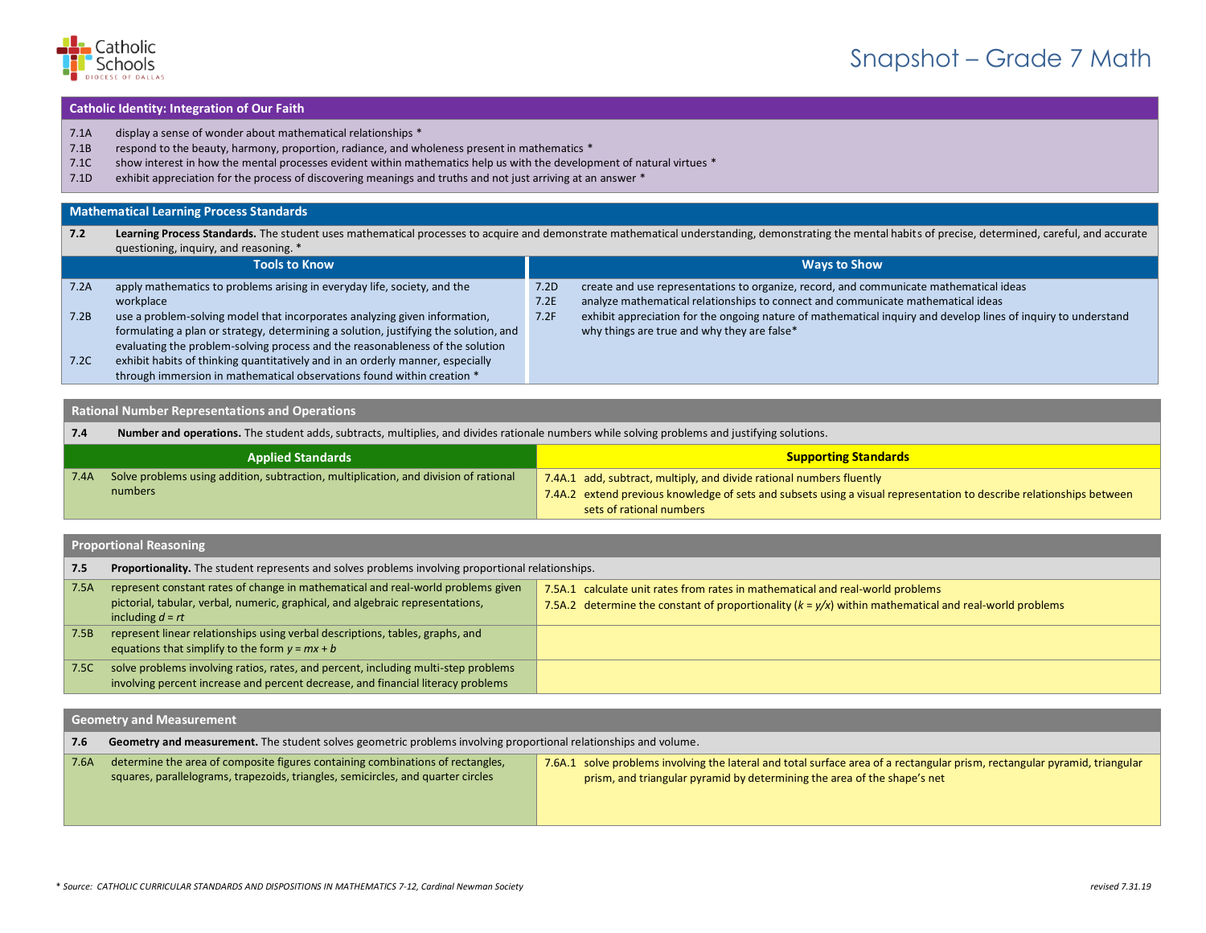# Snapshot – Grade 7 Math

## Catholic Identity: Integration of Our Faith

- 7.1A display a sense of wonder about mathematical relationships *
- 7.1B respond to the beauty, harmony, proportion, radiance, and wholeness present in mathematics *
- 7.1C show interest in how the mental processes evident within mathematics help us with the development of natural virtues *
- 7.1D exhibit appreciation for the process of discovering meanings and truths and not just arriving at an answer *

## Mathematical Learning Process Standards

**7.2 Learning Process Standards.** The student uses mathematical processes to acquire and demonstrate mathematical understanding, demonstrating the mental habits of precise, determined, careful, and accurate questioning, inquiry, and reasoning. *

| Tools to Know | Ways to Show |
|---|---|
| 7.2A apply mathematics to problems arising in everyday life, society, and the workplace<br>7.2B use a problem-solving model that incorporates analyzing given information, formulating a plan or strategy, determining a solution, justifying the solution, and evaluating the problem-solving process and the reasonableness of the solution<br>7.2C exhibit habits of thinking quantitatively and in an orderly manner, especially through immersion in mathematical observations found within creation * | 7.2D create and use representations to organize, record, and communicate mathematical ideas<br>7.2E analyze mathematical relationships to connect and communicate mathematical ideas<br>7.2F exhibit appreciation for the ongoing nature of mathematical inquiry and develop lines of inquiry to understand why things are true and why they are false* |

## Rational Number Representations and Operations

**7.4 Number and operations.** The student adds, subtracts, multiplies, and divides rationale numbers while solving problems and justifying solutions.

| Applied Standards | Supporting Standards |
|---|---|
| 7.4A Solve problems using addition, subtraction, multiplication, and division of rational numbers | 7.4A.1 add, subtract, multiply, and divide rational numbers fluently<br>7.4A.2 extend previous knowledge of sets and subsets using a visual representation to describe relationships between sets of rational numbers |

## Proportional Reasoning

**7.5 Proportionality.** The student represents and solves problems involving proportional relationships.

| Applied Standards | Supporting Standards |
|---|---|
| 7.5A represent constant rates of change in mathematical and real-world problems given pictorial, tabular, verbal, numeric, graphical, and algebraic representations, including $d = rt$ | 7.5A.1 calculate unit rates from rates in mathematical and real-world problems<br>7.5A.2 determine the constant of proportionality ($k = y/x$) within mathematical and real-world problems |
| 7.5B represent linear relationships using verbal descriptions, tables, graphs, and equations that simplify to the form $y = mx + b$ | |
| 7.5C solve problems involving ratios, rates, and percent, including multi-step problems involving percent increase and percent decrease, and financial literacy problems | |

## Geometry and Measurement

**7.6 Geometry and measurement.** The student solves geometric problems involving proportional relationships and volume.

| Applied Standards | Supporting Standards |
|---|---|
| 7.6A determine the area of composite figures containing combinations of rectangles, squares, parallelograms, trapezoids, triangles, semicircles, and quarter circles | 7.6A.1 solve problems involving the lateral and total surface area of a rectangular prism, rectangular pyramid, triangular prism, and triangular pyramid by determining the area of the shape's net |

*\* Source: CATHOLIC CURRICULAR STANDARDS AND DISPOSITIONS IN MATHEMATICS 7-12, Cardinal Newman Society*

*revised 7.31.19*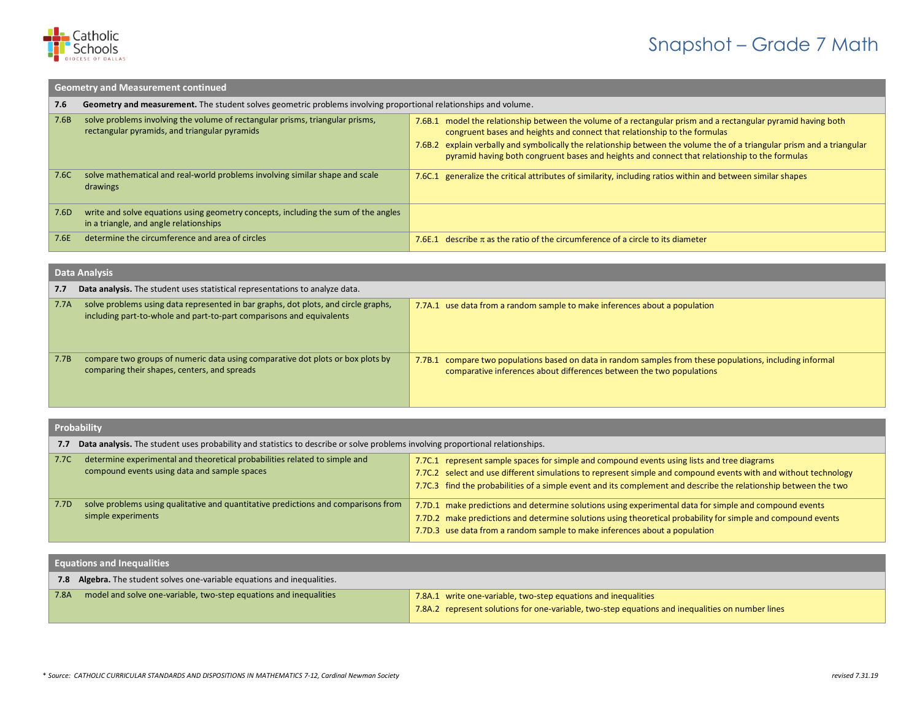# Snapshot – Grade 7 Math

| Geometry and Measurement continued | | |
|---|---|---|
| **7.6** | **Geometry and measurement.** The student solves geometric problems involving proportional relationships and volume. | |
| 7.6B | solve problems involving the volume of rectangular prisms, triangular prisms, rectangular pyramids, and triangular pyramids | 7.6B.1 model the relationship between the volume of a rectangular prism and a rectangular pyramid having both congruent bases and heights and connect that relationship to the formulas<br>7.6B.2 explain verbally and symbolically the relationship between the volume the of a triangular prism and a triangular pyramid having both congruent bases and heights and connect that relationship to the formulas |
| 7.6C | solve mathematical and real-world problems involving similar shape and scale drawings | 7.6C.1 generalize the critical attributes of similarity, including ratios within and between similar shapes |
| 7.6D | write and solve equations using geometry concepts, including the sum of the angles in a triangle, and angle relationships | |
| 7.6E | determine the circumference and area of circles | 7.6E.1 describe $\pi$ as the ratio of the circumference of a circle to its diameter |

| Data Analysis | | |
|---|---|---|
| **7.7** | **Data analysis.** The student uses statistical representations to analyze data. | |
| 7.7A | solve problems using data represented in bar graphs, dot plots, and circle graphs, including part-to-whole and part-to-part comparisons and equivalents | 7.7A.1 use data from a random sample to make inferences about a population |
| 7.7B | compare two groups of numeric data using comparative dot plots or box plots by comparing their shapes, centers, and spreads | 7.7B.1 compare two populations based on data in random samples from these populations, including informal comparative inferences about differences between the two populations |

| Probability | | |
|---|---|---|
| **7.7** | **Data analysis.** The student uses probability and statistics to describe or solve problems involving proportional relationships. | |
| 7.7C | determine experimental and theoretical probabilities related to simple and compound events using data and sample spaces | 7.7C.1 represent sample spaces for simple and compound events using lists and tree diagrams<br>7.7C.2 select and use different simulations to represent simple and compound events with and without technology<br>7.7C.3 find the probabilities of a simple event and its complement and describe the relationship between the two |
| 7.7D | solve problems using qualitative and quantitative predictions and comparisons from simple experiments | 7.7D.1 make predictions and determine solutions using experimental data for simple and compound events<br>7.7D.2 make predictions and determine solutions using theoretical probability for simple and compound events<br>7.7D.3 use data from a random sample to make inferences about a population |

| Equations and Inequalities | | |
|---|---|---|
| **7.8** | **Algebra.** The student solves one-variable equations and inequalities. | |
| 7.8A | model and solve one-variable, two-step equations and inequalities | 7.8A.1 write one-variable, two-step equations and inequalities<br>7.8A.2 represent solutions for one-variable, two-step equations and inequalities on number lines |

*\* Source: CATHOLIC CURRICULAR STANDARDS AND DISPOSITIONS IN MATHEMATICS 7-12, Cardinal Newman Society*

*revised 7.31.19*